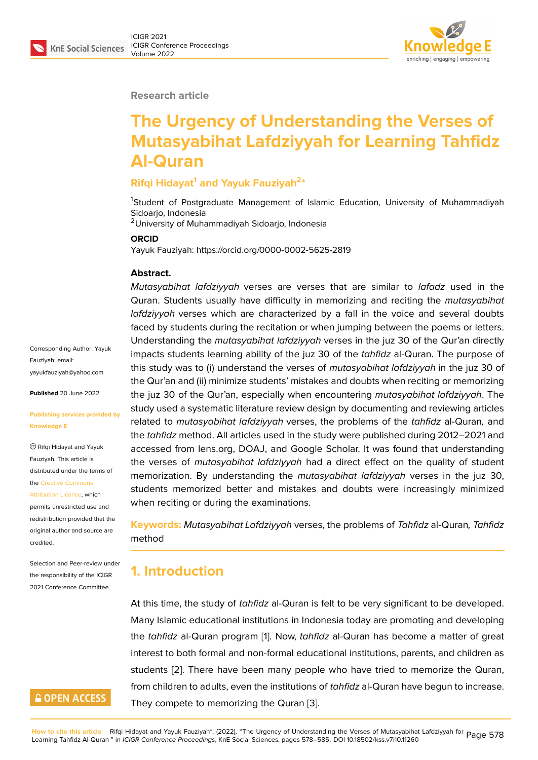Research article

# The Urgency of Understanding the Verses of Mutasyabihat Lafdziyyah for Learning Tahfidz Al-Quran

**Rifqi Hidayat[1] and Yayuk Fauziyah[2*]**

[1]Student of Postgraduate Management of Islamic Education, University of Muhammadiyah Sidoarjo, Indonesia
[2]University of Muhammadiyah Sidoarjo, Indonesia

**ORCID**
Yayuk Fauziyah: https://orcid.org/0000-0002-5625-2819

Corresponding Author: Yayuk Fauziyah; email: yayukfauziyah@yahoo.com

**Published** 20 June 2022

**Publishing services provided by Knowledge E**

© Rifqi Hidayat and Yayuk Fauziyah. This article is distributed under the terms of the Creative Commons Attribution License, which permits unrestricted use and redistribution provided that the original author and source are credited.

Selection and Peer-review under the responsibility of the ICIGR 2021 Conference Committee.

OPEN ACCESS

**Abstract.**

*Mutasyabihat lafdziyyah* verses are verses that are similar to *lafadz* used in the Quran. Students usually have difficulty in memorizing and reciting the *mutasyabihat lafdziyyah* verses which are characterized by a fall in the voice and several doubts faced by students during the recitation or when jumping between the poems or letters. Understanding the *mutasyabihat lafdziyyah* verses in the juz 30 of the Qur'an directly impacts students learning ability of the juz 30 of the *tahfidz* al-Quran. The purpose of this study was to (i) understand the verses of *mutasyabihat lafdziyyah* in the juz 30 of the Qur'an and (ii) minimize students' mistakes and doubts when reciting or memorizing the juz 30 of the Qur'an, especially when encountering *mutasyabihat lafdziyyah*. The study used a systematic literature review design by documenting and reviewing articles related to *mutasyabihat lafdziyyah* verses, the problems of the *tahfidz* al-Quran*,* and the *tahfidz* method. All articles used in the study were published during 2012–2021 and accessed from lens.org, DOAJ, and Google Scholar. It was found that understanding the verses of *mutasyabihat lafdziyyah* had a direct effect on the quality of student memorization. By understanding the *mutasyabihat lafdziyyah* verses in the juz 30, students memorized better and mistakes and doubts were increasingly minimized when reciting or during the examinations.

**Keywords:** *Mutasyabihat Lafdziyyah* verses, the problems of *Tahfidz* al-Quran*, Tahfidz* method

## 1. Introduction

At this time, the study of *tahfidz* al-Quran is felt to be very significant to be developed. Many Islamic educational institutions in Indonesia today are promoting and developing the *tahfidz* al-Quran program [1]. Now, *tahfidz* al-Quran has become a matter of great interest to both formal and non-formal educational institutions, parents, and children as students [2]. There have been many people who have tried to memorize the Quran, from children to adults, even the institutions of *tahfidz* al-Quran have begun to increase. They compete to memorizing the Quran [3].

**How to cite this article**: Rifqi Hidayat and Yayuk Fauziyah*, (2022), "The Urgency of Understanding the Verses of Mutasyabihat Lafdziyyah for Learning Tahfidz Al-Quran " in *ICIGR Conference Proceedings*, KnE Social Sciences, pages 578–585. DOI 10.18502/kss.v7i10.11260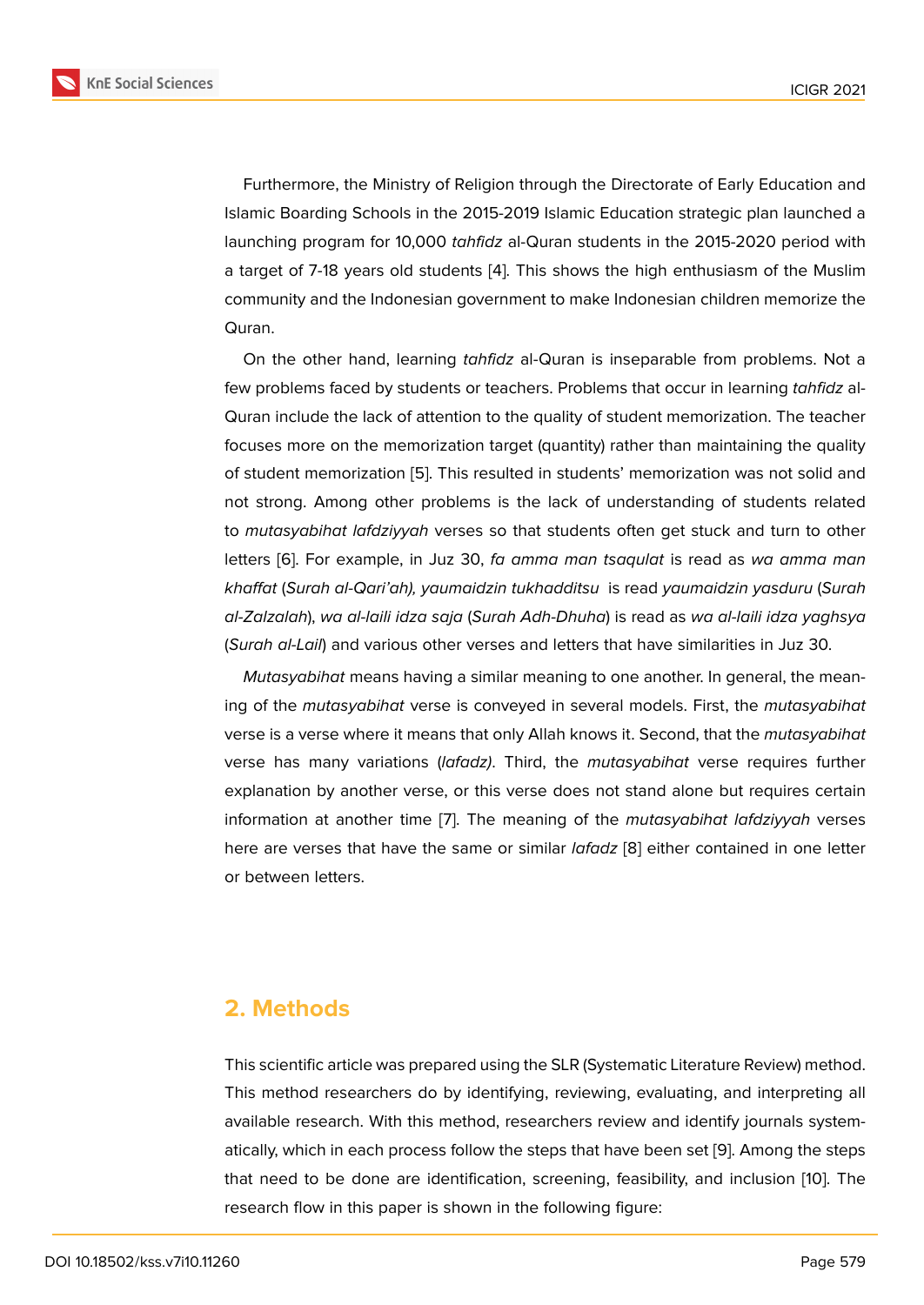Furthermore, the Ministry of Religion through the Directorate of Early Education and Islamic Boarding Schools in the 2015-2019 Islamic Education strategic plan launched a launching program for 10,000 *tahfidz* al-Quran students in the 2015-2020 period with a target of 7-18 years old students [4]. This shows the high enthusiasm of the Muslim community and the Indonesian government to make Indonesian children memorize the Quran.

On the other hand, learning *tahfidz* al-Quran is inseparable from problems. Not a few problems faced by students or teachers. Problems that occur in learning *tahfidz* al-Quran include the lack of attention to the quality of student memorization. The teacher focuses more on the memorization target (quantity) rather than maintaining the quality of student memorization [5]. This resulted in students' memorization was not solid and not strong. Among other problems is the lack of understanding of students related to *mutasyabihat lafdziyyah* verses so that students often get stuck and turn to other letters [6]. For example, in Juz 30, *fa amma man tsaqulat* is read as *wa amma man khaffat* (*Surah al-Qari'ah), yaumaidzin tukhadditsu* is read *yaumaidzin yasduru* (*Surah al-Zalzalah*), *wa al-laili idza saja* (*Surah Adh-Dhuha*) is read as *wa al-laili idza yaghsya* (*Surah al-Lail*) and various other verses and letters that have similarities in Juz 30.

*Mutasyabihat* means having a similar meaning to one another. In general, the meaning of the *mutasyabihat* verse is conveyed in several models. First, the *mutasyabihat* verse is a verse where it means that only Allah knows it. Second, that the *mutasyabihat* verse has many variations (*lafadz)*. Third, the *mutasyabihat* verse requires further explanation by another verse, or this verse does not stand alone but requires certain information at another time [7]. The meaning of the *mutasyabihat lafdziyyah* verses here are verses that have the same or similar *lafadz* [8] either contained in one letter or between letters.

## 2. Methods

This scientific article was prepared using the SLR (Systematic Literature Review) method. This method researchers do by identifying, reviewing, evaluating, and interpreting all available research. With this method, researchers review and identify journals systematically, which in each process follow the steps that have been set [9]. Among the steps that need to be done are identification, screening, feasibility, and inclusion [10]. The research flow in this paper is shown in the following figure: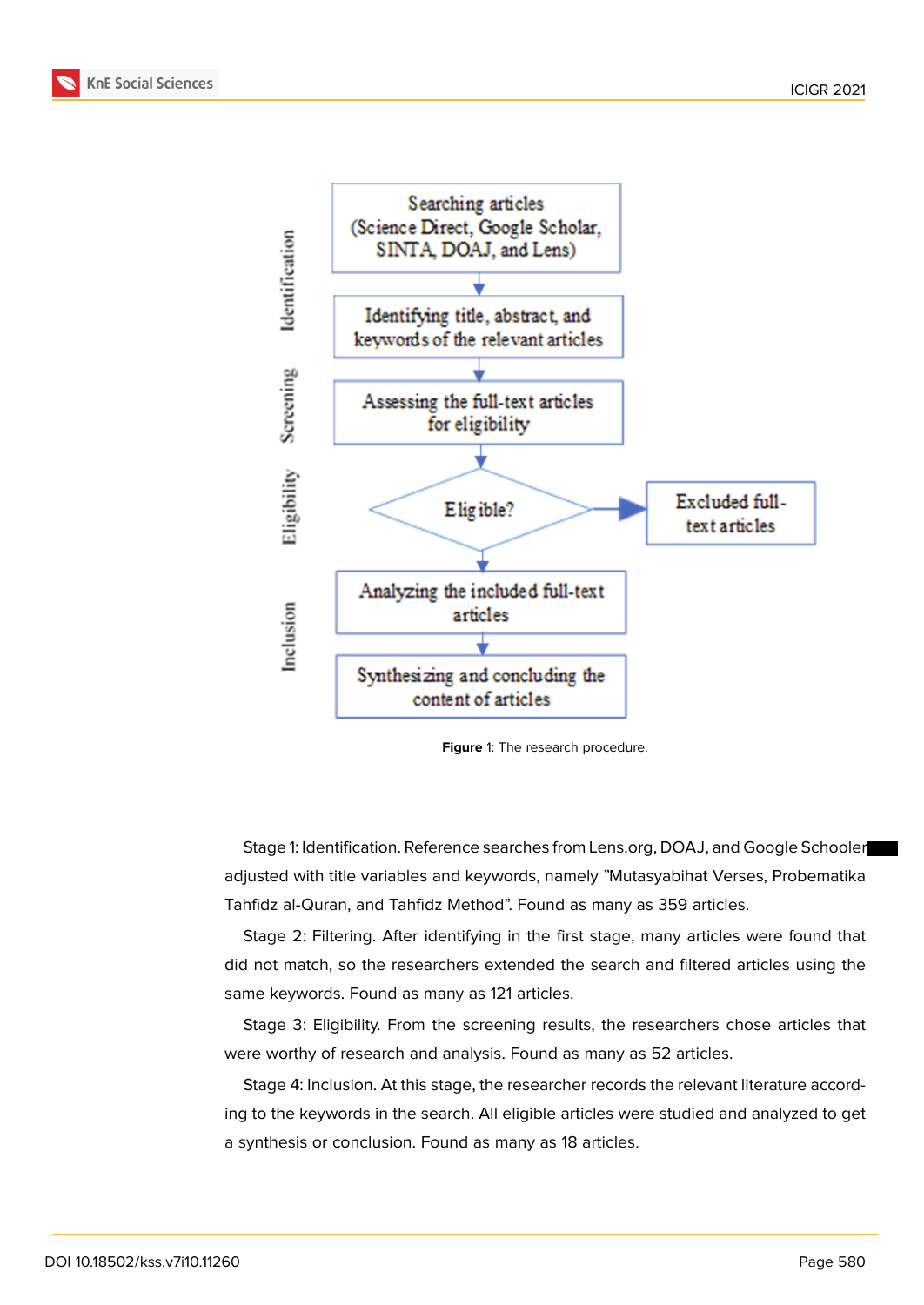Figure 1: The research procedure.

Stage 1: Identification. Reference searches from Lens.org, DOAJ, and Google Schooler adjusted with title variables and keywords, namely "Mutasyabihat Verses, Probematika Tahfidz al-Quran, and Tahfidz Method". Found as many as 359 articles.

Stage 2: Filtering. After identifying in the first stage, many articles were found that did not match, so the researchers extended the search and filtered articles using the same keywords. Found as many as 121 articles.

Stage 3: Eligibility. From the screening results, the researchers chose articles that were worthy of research and analysis. Found as many as 52 articles.

Stage 4: Inclusion. At this stage, the researcher records the relevant literature according to the keywords in the search. All eligible articles were studied and analyzed to get a synthesis or conclusion. Found as many as 18 articles.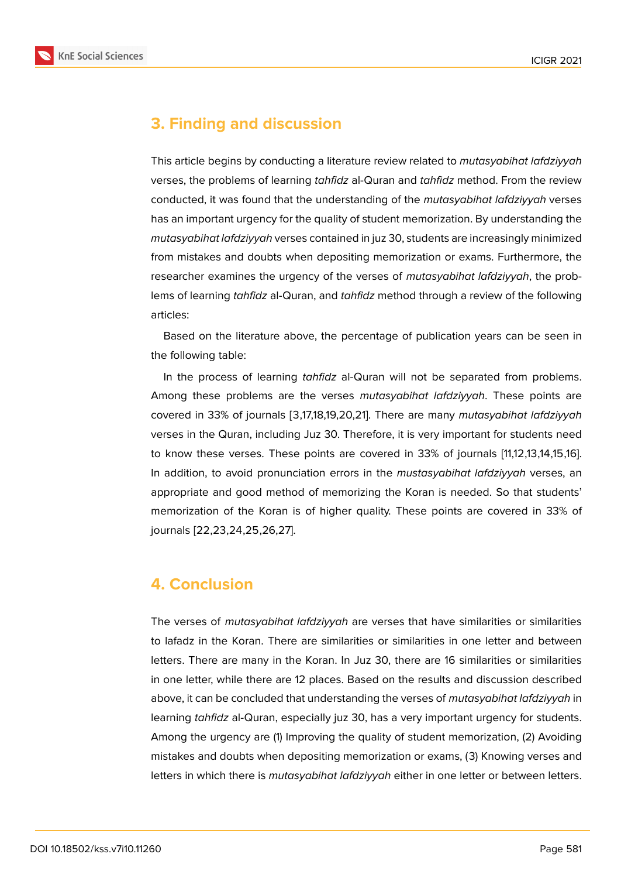## 3. Finding and discussion

This article begins by conducting a literature review related to *mutasyabihat lafdziyyah* verses, the problems of learning *tahfidz* al-Quran and *tahfidz* method. From the review conducted, it was found that the understanding of the *mutasyabihat lafdziyyah* verses has an important urgency for the quality of student memorization. By understanding the *mutasyabihat lafdziyyah* verses contained in juz 30, students are increasingly minimized from mistakes and doubts when depositing memorization or exams. Furthermore, the researcher examines the urgency of the verses of *mutasyabihat lafdziyyah*, the problems of learning *tahfidz* al-Quran, and *tahfidz* method through a review of the following articles:

Based on the literature above, the percentage of publication years can be seen in the following table:

In the process of learning *tahfidz* al-Quran will not be separated from problems. Among these problems are the verses *mutasyabihat lafdziyyah*. These points are covered in 33% of journals [3,17,18,19,20,21]. There are many *mutasyabihat lafdziyyah* verses in the Quran, including Juz 30. Therefore, it is very important for students need to know these verses. These points are covered in 33% of journals [11,12,13,14,15,16]. In addition, to avoid pronunciation errors in the *mustasyabihat lafdziyyah* verses, an appropriate and good method of memorizing the Koran is needed. So that students' memorization of the Koran is of higher quality. These points are covered in 33% of journals [22,23,24,25,26,27].

## 4. Conclusion

The verses of *mutasyabihat lafdziyyah* are verses that have similarities or similarities to lafadz in the Koran. There are similarities or similarities in one letter and between letters. There are many in the Koran. In Juz 30, there are 16 similarities or similarities in one letter, while there are 12 places. Based on the results and discussion described above, it can be concluded that understanding the verses of *mutasyabihat lafdziyyah* in learning *tahfidz* al-Quran, especially juz 30, has a very important urgency for students. Among the urgency are (1) Improving the quality of student memorization, (2) Avoiding mistakes and doubts when depositing memorization or exams, (3) Knowing verses and letters in which there is *mutasyabihat lafdziyyah* either in one letter or between letters.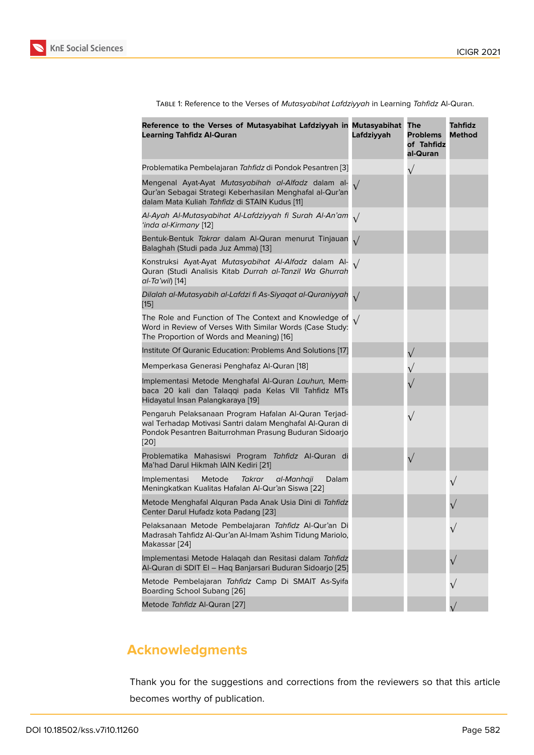Table 1: Reference to the Verses of *Mutasyabihat Lafdziyyah* in Learning *Tahfidz* Al-Quran.

| Reference to the Verses of Mutasyabihat Lafdziyyah in Learning Tahfidz Al-Quran | Mutasyabihat Lafdziyyah | The Problems of Tahfidz al-Quran | Tahfidz Method |
|---|---|---|---|
| Problematika Pembelajaran *Tahfidz* di Pondok Pesantren [3] | | √ | |
| Mengenal Ayat-Ayat *Mutasyabihah al-Alfadz* dalam al-Qur'an Sebagai Strategi Keberhasilan Menghafal al-Qur'an dalam Mata Kuliah *Tahfidz* di STAIN Kudus [11] | √ | | |
| *Al-Ayah Al-Mutasyabihat Al-Lafdziyyah fi Surah Al-An'am 'inda al-Kirmany* [12] | √ | | |
| Bentuk-Bentuk *Takrar* dalam Al-Quran menurut Tinjauan Balaghah (Studi pada Juz Amma) [13] | √ | | |
| Konstruksi Ayat-Ayat *Mutasyabihat Al-Alfadz* dalam Al-Quran (Studi Analisis Kitab *Durrah al-Tanzil Wa Ghurrah al-Ta'wil*) [14] | √ | | |
| *Dilalah al-Mutasyabih al-Lafdzi fi As-Siyaqat al-Quraniyyah* [15] | √ | | |
| The Role and Function of The Context and Knowledge of Word in Review of Verses With Similar Words (Case Study: The Proportion of Words and Meaning) [16] | √ | | |
| Institute Of Quranic Education: Problems And Solutions [17] | | √ | |
| Memperkasa Generasi Penghafaz Al-Quran [18] | | √ | |
| Implementasi Metode Menghafal Al-Quran *Lauhun*, Membaca 20 kali dan Talaqqi pada Kelas VII Tahfidz MTs Hidayatul Insan Palangkaraya [19] | | √ | |
| Pengaruh Pelaksanaan Program Hafalan Al-Quran Terjadwal Terhadap Motivasi Santri dalam Menghafal Al-Quran di Pondok Pesantren Baiturrohman Prasung Buduran Sidoarjo [20] | | √ | |
| Problematika Mahasiswi Program *Tahfidz* Al-Quran di Ma'had Darul Hikmah IAIN Kediri [21] | | √ | |
| Implementasi Metode *Takrar al-Manhaji* Dalam Meningkatkan Kualitas Hafalan Al-Qur'an Siswa [22] | | | √ |
| Metode Menghafal Alquran Pada Anak Usia Dini di *Tahfidz* Center Darul Hufadz kota Padang [23] | | | √ |
| Pelaksanaan Metode Pembelajaran *Tahfidz* Al-Qur'an Di Madrasah Tahfidz Al-Qur'an Al-Imam 'Ashim Tidung Mariolo, Makassar [24] | | | √ |
| Implementasi Metode Halaqah dan Resitasi dalam *Tahfidz* Al-Quran di SDIT El – Haq Banjarsari Buduran Sidoarjo [25] | | | √ |
| Metode Pembelajaran *Tahfidz* Camp Di SMAIT As-Syifa Boarding School Subang [26] | | | √ |
| Metode *Tahfidz* Al-Quran [27] | | | √ |

## Acknowledgments

Thank you for the suggestions and corrections from the reviewers so that this article becomes worthy of publication.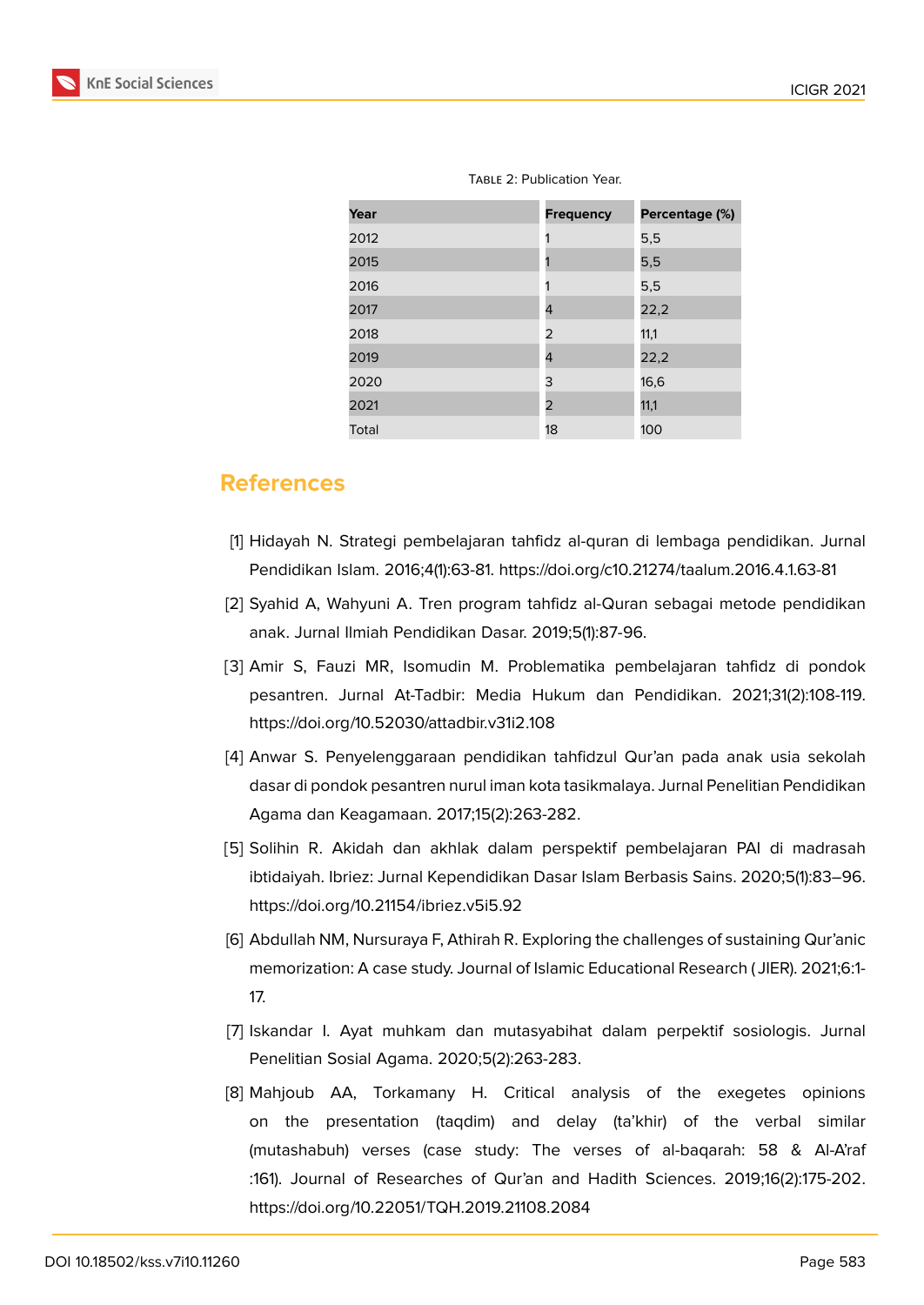Table 2: Publication Year.

| Year | Frequency | Percentage (%) |
|---|---|---|
| 2012 | 1 | 5,5 |
| 2015 | 1 | 5,5 |
| 2016 | 1 | 5,5 |
| 2017 | 4 | 22,2 |
| 2018 | 2 | 11,1 |
| 2019 | 4 | 22,2 |
| 2020 | 3 | 16,6 |
| 2021 | 2 | 11,1 |
| Total | 18 | 100 |

## References

[1] Hidayah N. Strategi pembelajaran tahfidz al-quran di lembaga pendidikan. Jurnal Pendidikan Islam. 2016;4(1):63-81. https://doi.org/c10.21274/taalum.2016.4.1.63-81

[2] Syahid A, Wahyuni A. Tren program tahfidz al-Quran sebagai metode pendidikan anak. Jurnal Ilmiah Pendidikan Dasar. 2019;5(1):87-96.

[3] Amir S, Fauzi MR, Isomudin M. Problematika pembelajaran tahfidz di pondok pesantren. Jurnal At-Tadbir: Media Hukum dan Pendidikan. 2021;31(2):108-119. https://doi.org/10.52030/attadbir.v31i2.108

[4] Anwar S. Penyelenggaraan pendidikan tahfidzul Qur'an pada anak usia sekolah dasar di pondok pesantren nurul iman kota tasikmalaya. Jurnal Penelitian Pendidikan Agama dan Keagamaan. 2017;15(2):263-282.

[5] Solihin R. Akidah dan akhlak dalam perspektif pembelajaran PAI di madrasah ibtidaiyah. Ibriez: Jurnal Kependidikan Dasar Islam Berbasis Sains. 2020;5(1):83–96. https://doi.org/10.21154/ibriez.v5i5.92

[6] Abdullah NM, Nursuraya F, Athirah R. Exploring the challenges of sustaining Qur'anic memorization: A case study. Journal of Islamic Educational Research ( JIER). 2021;6:1-17.

[7] Iskandar I. Ayat muhkam dan mutasyabihat dalam perpektif sosiologis. Jurnal Penelitian Sosial Agama. 2020;5(2):263-283.

[8] Mahjoub AA, Torkamany H. Critical analysis of the exegetes opinions on the presentation (taqdim) and delay (ta'khir) of the verbal similar (mutashabuh) verses (case study: The verses of al-baqarah: 58 & Al-A'raf :161). Journal of Researches of Qur'an and Hadith Sciences. 2019;16(2):175-202. https://doi.org/10.22051/TQH.2019.21108.2084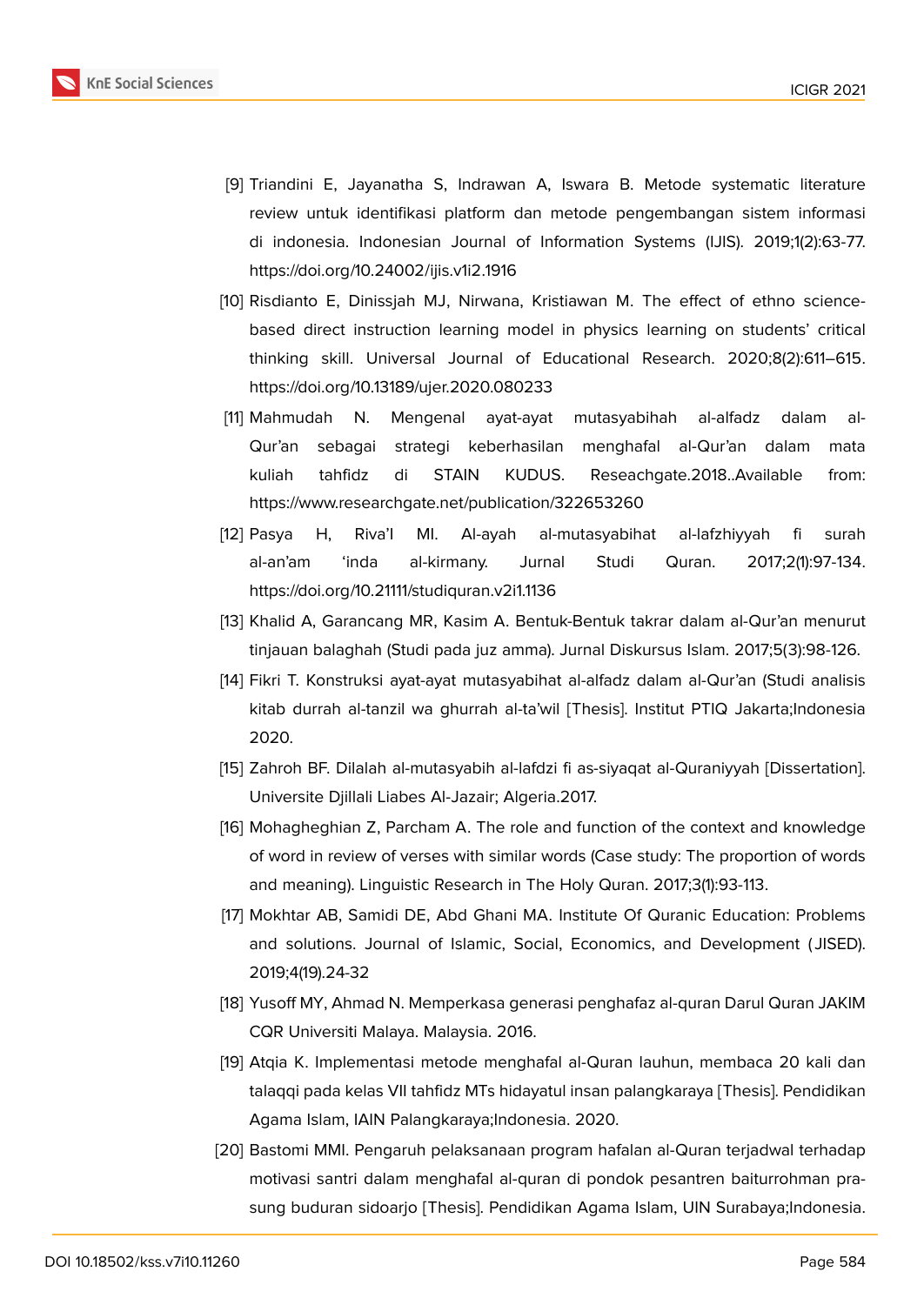[9] Triandini E, Jayanatha S, Indrawan A, Iswara B. Metode systematic literature review untuk identifikasi platform dan metode pengembangan sistem informasi di indonesia. Indonesian Journal of Information Systems (IJIS). 2019;1(2):63-77. https://doi.org/10.24002/ijis.v1i2.1916

[10] Risdianto E, Dinissjah MJ, Nirwana, Kristiawan M. The effect of ethno science-based direct instruction learning model in physics learning on students' critical thinking skill. Universal Journal of Educational Research. 2020;8(2):611–615. https://doi.org/10.13189/ujer.2020.080233

[11] Mahmudah N. Mengenal ayat-ayat mutasyabihah al-alfadz dalam al-Qur'an sebagai strategi keberhasilan menghafal al-Qur'an dalam mata kuliah tahfidz di STAIN KUDUS. Reseachgate.2018..Available from: https://www.researchgate.net/publication/322653260

[12] Pasya H, Riva'I MI. Al-ayah al-mutasyabihat al-lafzhiyyah fi surah al-an'am 'inda al-kirmany. Jurnal Studi Quran. 2017;2(1):97-134. https://doi.org/10.21111/studiquran.v2i1.1136

[13] Khalid A, Garancang MR, Kasim A. Bentuk-Bentuk takrar dalam al-Qur'an menurut tinjauan balaghah (Studi pada juz amma). Jurnal Diskursus Islam. 2017;5(3):98-126.

[14] Fikri T. Konstruksi ayat-ayat mutasyabihat al-alfadz dalam al-Qur'an (Studi analisis kitab durrah al-tanzil wa ghurrah al-ta'wil [Thesis]. Institut PTIQ Jakarta;Indonesia 2020.

[15] Zahroh BF. Dilalah al-mutasyabih al-lafdzi fi as-siyaqat al-Quraniyyah [Dissertation]. Universite Djillali Liabes Al-Jazair; Algeria.2017.

[16] Mohagheghian Z, Parcham A. The role and function of the context and knowledge of word in review of verses with similar words (Case study: The proportion of words and meaning). Linguistic Research in The Holy Quran. 2017;3(1):93-113.

[17] Mokhtar AB, Samidi DE, Abd Ghani MA. Institute Of Quranic Education: Problems and solutions. Journal of Islamic, Social, Economics, and Development (JISED). 2019;4(19).24-32

[18] Yusoff MY, Ahmad N. Memperkasa generasi penghafaz al-quran Darul Quran JAKIM CQR Universiti Malaya. Malaysia. 2016.

[19] Atqia K. Implementasi metode menghafal al-Quran lauhun, membaca 20 kali dan talaqqi pada kelas VII tahfidz MTs hidayatul insan palangkaraya [Thesis]. Pendidikan Agama Islam, IAIN Palangkaraya;Indonesia. 2020.

[20] Bastomi MMI. Pengaruh pelaksanaan program hafalan al-Quran terjadwal terhadap motivasi santri dalam menghafal al-quran di pondok pesantren baiturrohman pra-sung buduran sidoarjo [Thesis]. Pendidikan Agama Islam, UIN Surabaya;Indonesia.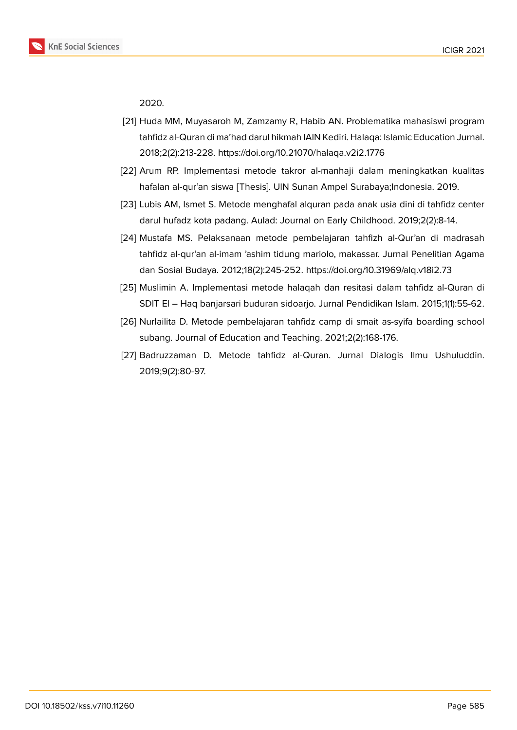2020.

[21] Huda MM, Muyasaroh M, Zamzamy R, Habib AN. Problematika mahasiswi program tahfidz al-Quran di ma'had darul hikmah IAIN Kediri. Halaqa: Islamic Education Jurnal. 2018;2(2):213-228. https://doi.org/10.21070/halaqa.v2i2.1776

[22] Arum RP. Implementasi metode takror al-manhaji dalam meningkatkan kualitas hafalan al-qur'an siswa [Thesis]. UIN Sunan Ampel Surabaya;Indonesia. 2019.

[23] Lubis AM, Ismet S. Metode menghafal alquran pada anak usia dini di tahfidz center darul hufadz kota padang. Aulad: Journal on Early Childhood. 2019;2(2):8-14.

[24] Mustafa MS. Pelaksanaan metode pembelajaran tahfizh al-Qur'an di madrasah tahfidz al-qur'an al-imam 'ashim tidung mariolo, makassar. Jurnal Penelitian Agama dan Sosial Budaya. 2012;18(2):245-252. https://doi.org/10.31969/alq.v18i2.73

[25] Muslimin A. Implementasi metode halaqah dan resitasi dalam tahfidz al-Quran di SDIT El – Haq banjarsari buduran sidoarjo. Jurnal Pendidikan Islam. 2015;1(1):55-62.

[26] Nurlailita D. Metode pembelajaran tahfidz camp di smait as-syifa boarding school subang. Journal of Education and Teaching. 2021;2(2):168-176.

[27] Badruzzaman D. Metode tahfidz al-Quran. Jurnal Dialogis Ilmu Ushuluddin. 2019;9(2):80-97.